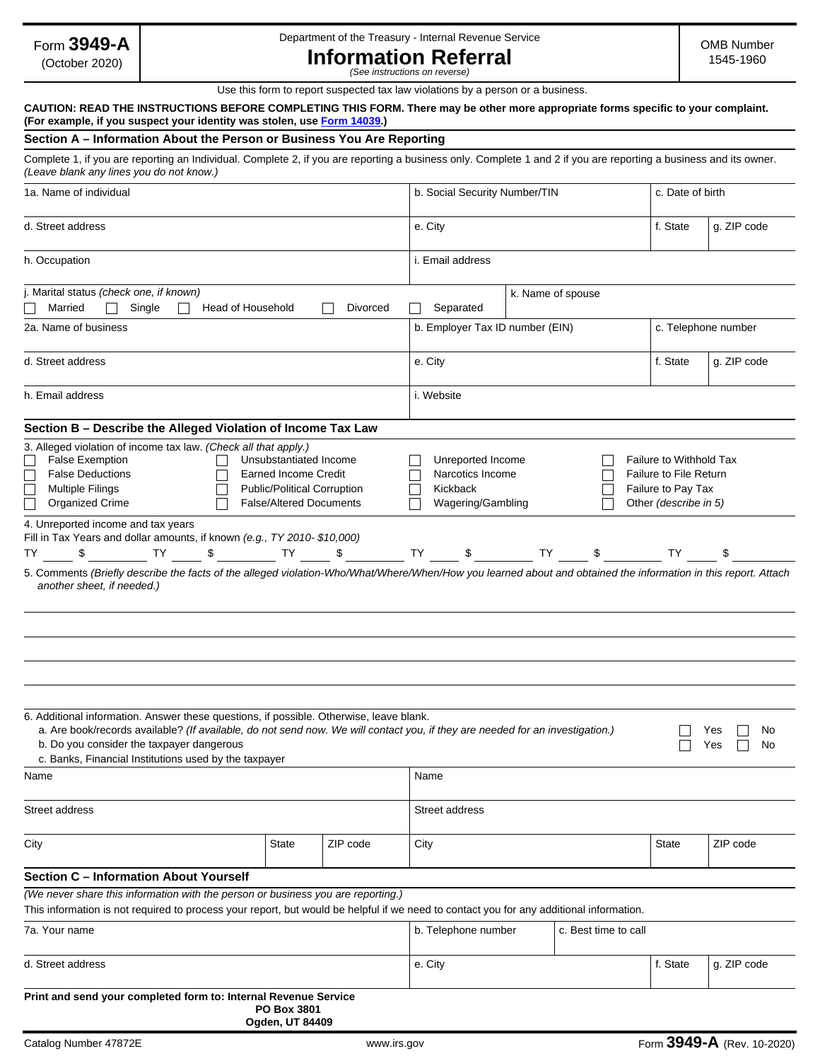Form **3949-A** (October 2020)

Department of the Treasury - Internal Revenue Service

# Information Referral

*(See instructions on reverse)*

OMB Number 1545-1960

Use this form to report suspected tax law violations by a person or a business.

**CAUTION: READ THE INSTRUCTIONS BEFORE COMPLETING THIS FORM. There may be other more appropriate forms specific to your complaint. (For example, if you suspect your identity was stolen, use Form 14039.)**

## Section A – Information About the Person or Business You Are Reporting

Complete 1, if you are reporting an Individual. Complete 2, if you are reporting a business only. Complete 1 and 2 if you are reporting a business and its owner. *(Leave blank any lines you do not know.)*

| 1a. Name of individual | b. Social Security Number/TIN | c. Date of birth | |
|---|---|---|---|
| d. Street address | e. City | f. State | g. ZIP code |
| h. Occupation | i. Email address | | |

j. Marital status *(check one, if known)*
☐ Married ☐ Single ☐ Head of Household ☐ Divorced ☐ Separated

k. Name of spouse

| 2a. Name of business | b. Employer Tax ID number (EIN) | c. Telephone number | |
|---|---|---|---|
| d. Street address | e. City | f. State | g. ZIP code |
| h. Email address | i. Website | | |

## Section B – Describe the Alleged Violation of Income Tax Law

3. Alleged violation of income tax law. *(Check all that apply.)*

| | | | |
|---|---|---|---|
| ☐ False Exemption | ☐ Unsubstantiated Income | ☐ Unreported Income | ☐ Failure to Withhold Tax |
| ☐ False Deductions | ☐ Earned Income Credit | ☐ Narcotics Income | ☐ Failure to File Return |
| ☐ Multiple Filings | ☐ Public/Political Corruption | ☐ Kickback | ☐ Failure to Pay Tax |
| ☐ Organized Crime | ☐ False/Altered Documents | ☐ Wagering/Gambling | ☐ Other *(describe in 5)* |

4. Unreported income and tax years
Fill in Tax Years and dollar amounts, if known *(e.g., TY 2010- $10,000)*

TY ____ $ ________ TY ____ $ ________ TY ____ $ ________ TY ____ $ ________ TY ____ $ ________ TY ____ $ ________

5. Comments *(Briefly describe the facts of the alleged violation-Who/What/Where/When/How you learned about and obtained the information in this report. Attach another sheet, if needed.)*

6. Additional information. Answer these questions, if possible. Otherwise, leave blank.

a. Are book/records available? *(If available, do not send now. We will contact you, if they are needed for an investigation.)* ☐ Yes ☐ No

b. Do you consider the taxpayer dangerous ☐ Yes ☐ No

c. Banks, Financial Institutions used by the taxpayer

| Name | | | Name | | |
|---|---|---|---|---|---|
| Street address | | | Street address | | |
| City | State | ZIP code | City | State | ZIP code |

## Section C – Information About Yourself

*(We never share this information with the person or business you are reporting.)*

This information is not required to process your report, but would be helpful if we need to contact you for any additional information.

| 7a. Your name | b. Telephone number | c. Best time to call | |
|---|---|---|---|
| d. Street address | e. City | f. State | g. ZIP code |

**Print and send your completed form to: Internal Revenue Service
PO Box 3801
Ogden, UT 84409**

Catalog Number 47872E www.irs.gov Form **3949-A** (Rev. 10-2020)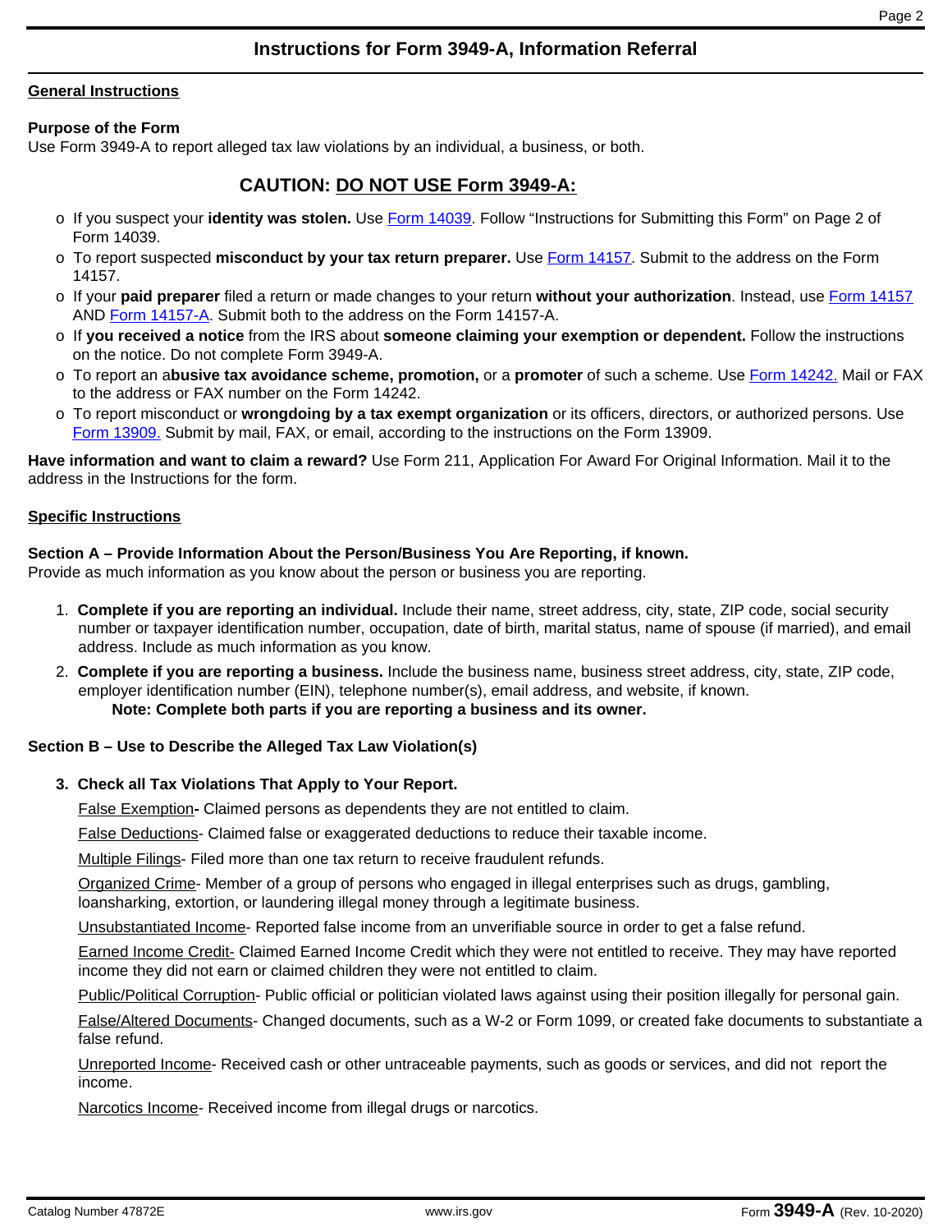# Instructions for Form 3949-A, Information Referral

## General Instructions

**Purpose of the Form**

Use Form 3949-A to report alleged tax law violations by an individual, a business, or both.

## CAUTION: DO NOT USE Form 3949-A:

- If you suspect your **identity was stolen.** Use Form 14039. Follow "Instructions for Submitting this Form" on Page 2 of Form 14039.
- To report suspected **misconduct by your tax return preparer.** Use Form 14157. Submit to the address on the Form 14157.
- If your **paid preparer** filed a return or made changes to your return **without your authorization**. Instead, use Form 14157 AND Form 14157-A. Submit both to the address on the Form 14157-A.
- If **you received a notice** from the IRS about **someone claiming your exemption or dependent.** Follow the instructions on the notice. Do not complete Form 3949-A.
- To report an a**busive tax avoidance scheme, promotion,** or a **promoter** of such a scheme. Use Form 14242. Mail or FAX to the address or FAX number on the Form 14242.
- To report misconduct or **wrongdoing by a tax exempt organization** or its officers, directors, or authorized persons. Use Form 13909. Submit by mail, FAX, or email, according to the instructions on the Form 13909.

**Have information and want to claim a reward?** Use Form 211, Application For Award For Original Information. Mail it to the address in the Instructions for the form.

## Specific Instructions

**Section A – Provide Information About the Person/Business You Are Reporting, if known.**

Provide as much information as you know about the person or business you are reporting.

1. **Complete if you are reporting an individual.** Include their name, street address, city, state, ZIP code, social security number or taxpayer identification number, occupation, date of birth, marital status, name of spouse (if married), and email address. Include as much information as you know.
2. **Complete if you are reporting a business.** Include the business name, business street address, city, state, ZIP code, employer identification number (EIN), telephone number(s), email address, and website, if known.

   **Note: Complete both parts if you are reporting a business and its owner.**

**Section B – Use to Describe the Alleged Tax Law Violation(s)**

3. **Check all Tax Violations That Apply to Your Report.**

   False Exemption**-** Claimed persons as dependents they are not entitled to claim.

   False Deductions- Claimed false or exaggerated deductions to reduce their taxable income.

   Multiple Filings- Filed more than one tax return to receive fraudulent refunds.

   Organized Crime- Member of a group of persons who engaged in illegal enterprises such as drugs, gambling, loansharking, extortion, or laundering illegal money through a legitimate business.

   Unsubstantiated Income- Reported false income from an unverifiable source in order to get a false refund.

   Earned Income Credit- Claimed Earned Income Credit which they were not entitled to receive. They may have reported income they did not earn or claimed children they were not entitled to claim.

   Public/Political Corruption- Public official or politician violated laws against using their position illegally for personal gain.

   False/Altered Documents- Changed documents, such as a W-2 or Form 1099, or created fake documents to substantiate a false refund.

   Unreported Income- Received cash or other untraceable payments, such as goods or services, and did not report the income.

   Narcotics Income- Received income from illegal drugs or narcotics.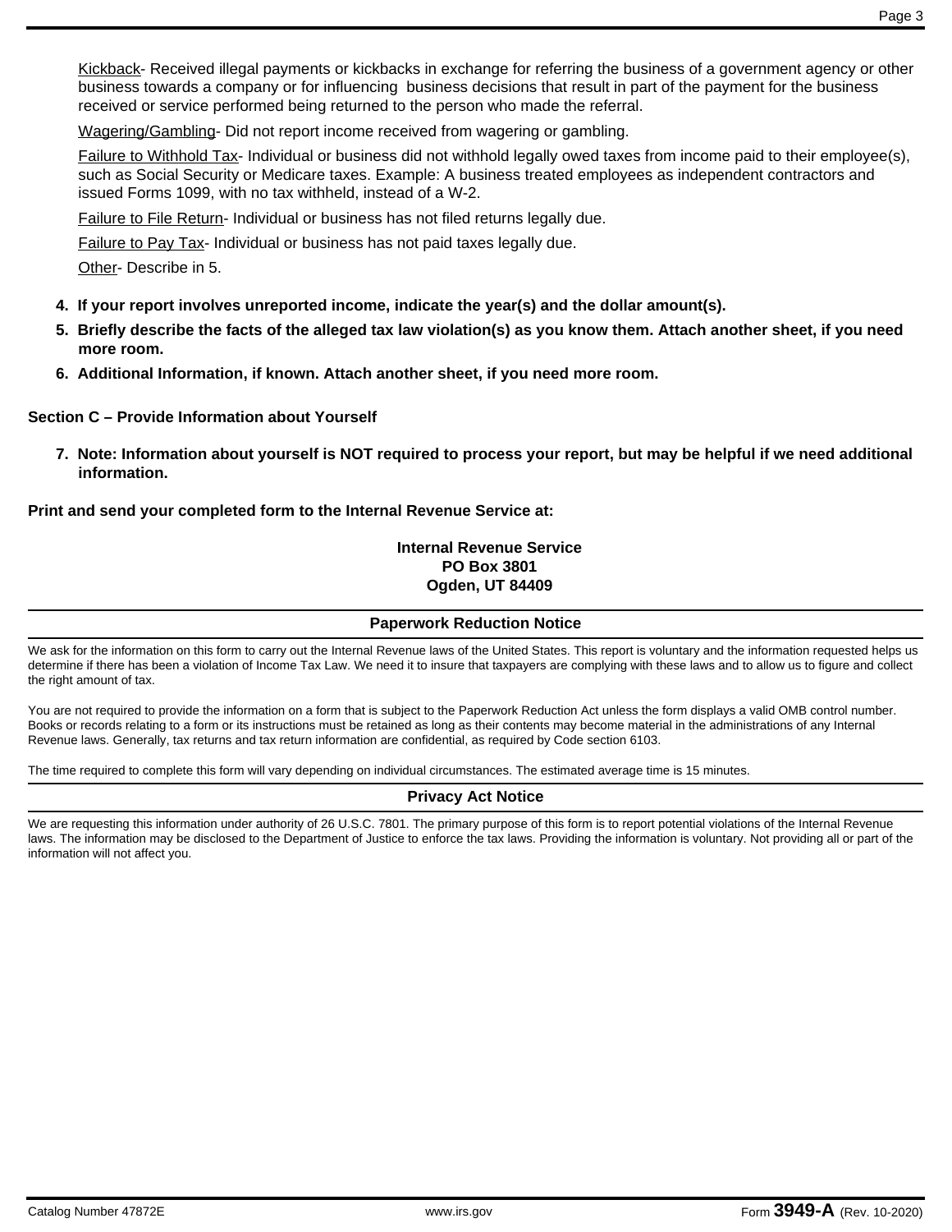<u>Kickback</u>- Received illegal payments or kickbacks in exchange for referring the business of a government agency or other business towards a company or for influencing business decisions that result in part of the payment for the business received or service performed being returned to the person who made the referral.

<u>Wagering/Gambling</u>- Did not report income received from wagering or gambling.

<u>Failure to Withhold Tax</u>- Individual or business did not withhold legally owed taxes from income paid to their employee(s), such as Social Security or Medicare taxes. Example: A business treated employees as independent contractors and issued Forms 1099, with no tax withheld, instead of a W-2.

<u>Failure to File Return</u>- Individual or business has not filed returns legally due.

<u>Failure to Pay Tax</u>- Individual or business has not paid taxes legally due.

<u>Other</u>- Describe in 5.

4. **If your report involves unreported income, indicate the year(s) and the dollar amount(s).**
5. **Briefly describe the facts of the alleged tax law violation(s) as you know them. Attach another sheet, if you need more room.**
6. **Additional Information, if known. Attach another sheet, if you need more room.**

**Section C – Provide Information about Yourself**

7. **Note: Information about yourself is NOT required to process your report, but may be helpful if we need additional information.**

**Print and send your completed form to the Internal Revenue Service at:**

**Internal Revenue Service**
**PO Box 3801**
**Ogden, UT 84409**

## Paperwork Reduction Notice

We ask for the information on this form to carry out the Internal Revenue laws of the United States. This report is voluntary and the information requested helps us determine if there has been a violation of Income Tax Law. We need it to insure that taxpayers are complying with these laws and to allow us to figure and collect the right amount of tax.

You are not required to provide the information on a form that is subject to the Paperwork Reduction Act unless the form displays a valid OMB control number. Books or records relating to a form or its instructions must be retained as long as their contents may become material in the administrations of any Internal Revenue laws. Generally, tax returns and tax return information are confidential, as required by Code section 6103.

The time required to complete this form will vary depending on individual circumstances. The estimated average time is 15 minutes.

## Privacy Act Notice

We are requesting this information under authority of 26 U.S.C. 7801. The primary purpose of this form is to report potential violations of the Internal Revenue laws. The information may be disclosed to the Department of Justice to enforce the tax laws. Providing the information is voluntary. Not providing all or part of the information will not affect you.

Catalog Number 47872E www.irs.gov Form **3949-A** (Rev. 10-2020)